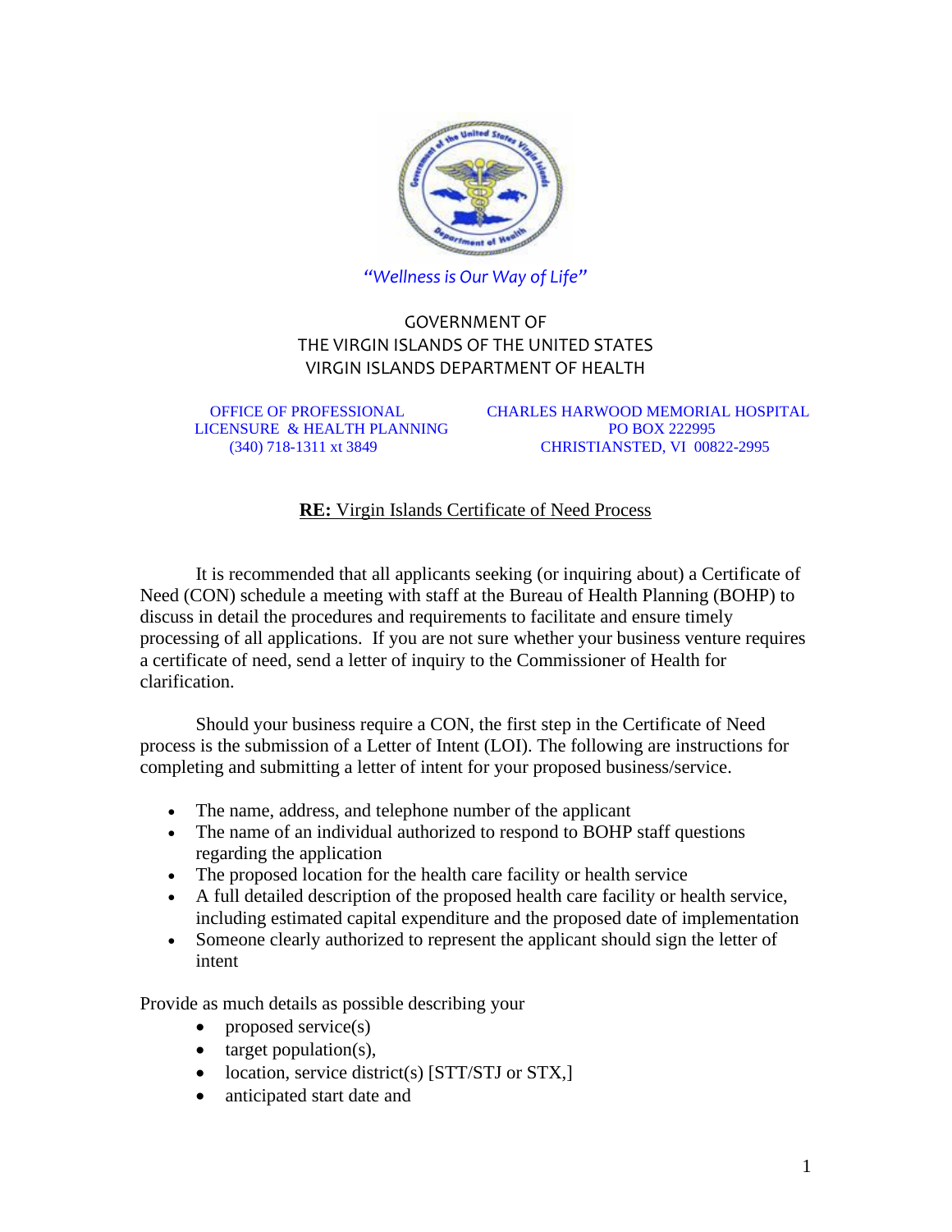*"Wellness is Our Way of Life"*

GOVERNMENT OF
THE VIRGIN ISLANDS OF THE UNITED STATES
VIRGIN ISLANDS DEPARTMENT OF HEALTH

OFFICE OF PROFESSIONAL LICENSURE & HEALTH PLANNING
(340) 718-1311 xt 3849

CHARLES HARWOOD MEMORIAL HOSPITAL
PO BOX 222995
CHRISTIANSTED, VI 00822-2995

**RE:** Virgin Islands Certificate of Need Process

It is recommended that all applicants seeking (or inquiring about) a Certificate of Need (CON) schedule a meeting with staff at the Bureau of Health Planning (BOHP) to discuss in detail the procedures and requirements to facilitate and ensure timely processing of all applications. If you are not sure whether your business venture requires a certificate of need, send a letter of inquiry to the Commissioner of Health for clarification.

Should your business require a CON, the first step in the Certificate of Need process is the submission of a Letter of Intent (LOI). The following are instructions for completing and submitting a letter of intent for your proposed business/service.

- The name, address, and telephone number of the applicant
- The name of an individual authorized to respond to BOHP staff questions regarding the application
- The proposed location for the health care facility or health service
- A full detailed description of the proposed health care facility or health service, including estimated capital expenditure and the proposed date of implementation
- Someone clearly authorized to represent the applicant should sign the letter of intent

Provide as much details as possible describing your

- proposed service(s)
- target population(s),
- location, service district(s) [STT/STJ or STX,]
- anticipated start date and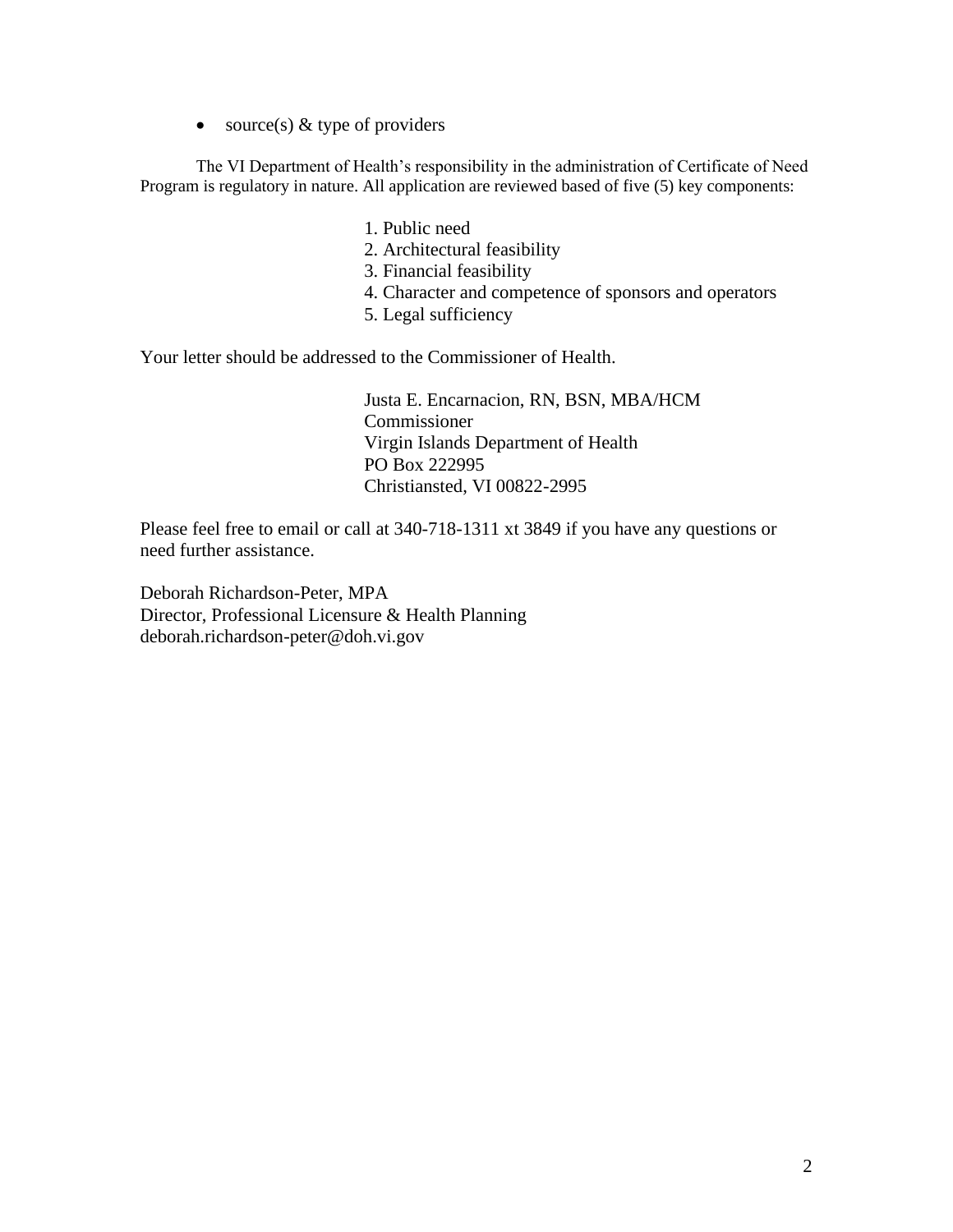- source(s) & type of providers

The VI Department of Health's responsibility in the administration of Certificate of Need Program is regulatory in nature. All application are reviewed based of five (5) key components:

1. Public need
2. Architectural feasibility
3. Financial feasibility
4. Character and competence of sponsors and operators
5. Legal sufficiency

Your letter should be addressed to the Commissioner of Health.

Justa E. Encarnacion, RN, BSN, MBA/HCM
Commissioner
Virgin Islands Department of Health
PO Box 222995
Christiansted, VI 00822-2995

Please feel free to email or call at 340-718-1311 xt 3849 if you have any questions or need further assistance.

Deborah Richardson-Peter, MPA
Director, Professional Licensure & Health Planning
deborah.richardson-peter@doh.vi.gov